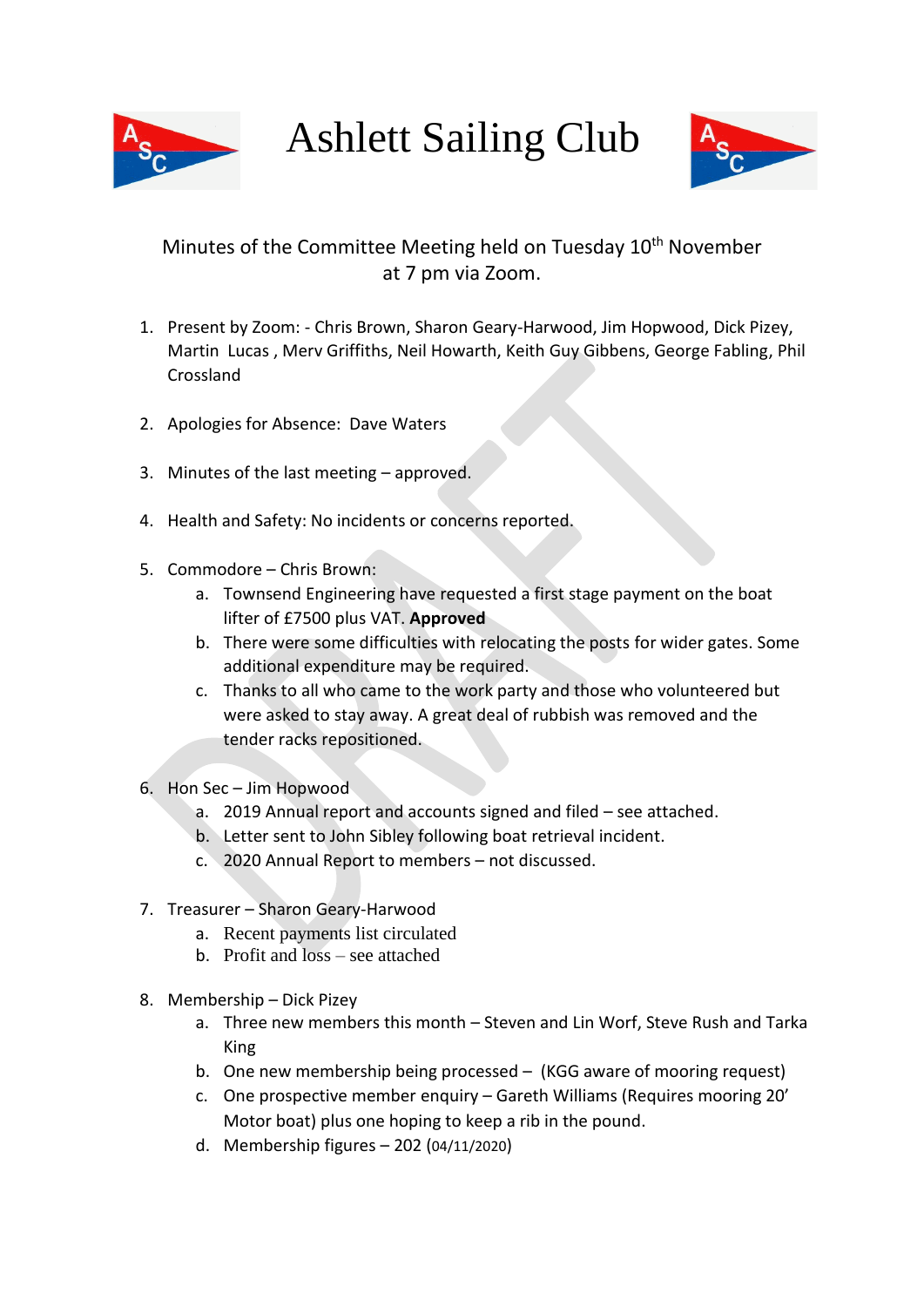# Ashlett Sailing Club

Minutes of the Committee Meeting held on Tuesday 10th November at 7 pm via Zoom.

1. Present by Zoom: - Chris Brown, Sharon Geary-Harwood, Jim Hopwood, Dick Pizey, Martin Lucas , Merv Griffiths, Neil Howarth, Keith Guy Gibbens, George Fabling, Phil Crossland

2. Apologies for Absence: Dave Waters

3. Minutes of the last meeting – approved.

4. Health and Safety: No incidents or concerns reported.

5. Commodore – Chris Brown:
   a. Townsend Engineering have requested a first stage payment on the boat lifter of £7500 plus VAT. **Approved**
   b. There were some difficulties with relocating the posts for wider gates. Some additional expenditure may be required.
   c. Thanks to all who came to the work party and those who volunteered but were asked to stay away. A great deal of rubbish was removed and the tender racks repositioned.

6. Hon Sec – Jim Hopwood
   a. 2019 Annual report and accounts signed and filed – see attached.
   b. Letter sent to John Sibley following boat retrieval incident.
   c. 2020 Annual Report to members – not discussed.

7. Treasurer – Sharon Geary-Harwood
   a. Recent payments list circulated
   b. Profit and loss – see attached

8. Membership – Dick Pizey
   a. Three new members this month – Steven and Lin Worf, Steve Rush and Tarka King
   b. One new membership being processed – (KGG aware of mooring request)
   c. One prospective member enquiry – Gareth Williams (Requires mooring 20' Motor boat) plus one hoping to keep a rib in the pound.
   d. Membership figures – 202 (04/11/2020)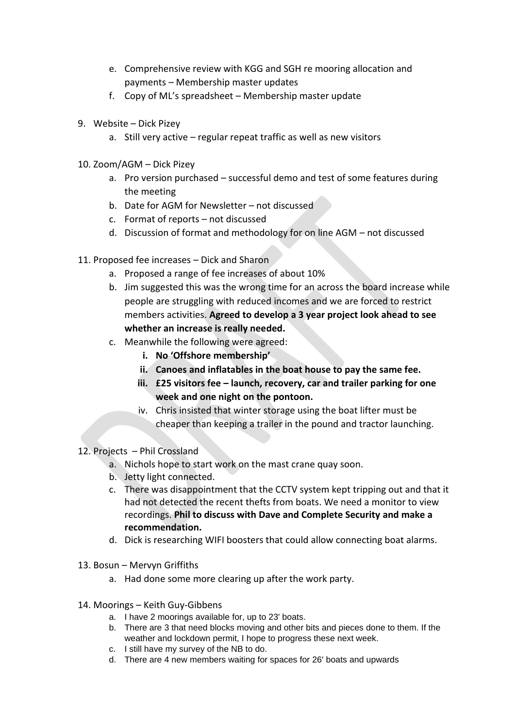e. Comprehensive review with KGG and SGH re mooring allocation and payments – Membership master updates
   f. Copy of ML's spreadsheet – Membership master update

9. Website – Dick Pizey
   a. Still very active – regular repeat traffic as well as new visitors

10. Zoom/AGM – Dick Pizey
    a. Pro version purchased – successful demo and test of some features during the meeting
    b. Date for AGM for Newsletter – not discussed
    c. Format of reports – not discussed
    d. Discussion of format and methodology for on line AGM – not discussed

11. Proposed fee increases – Dick and Sharon
    a. Proposed a range of fee increases of about 10%
    b. Jim suggested this was the wrong time for an across the board increase while people are struggling with reduced incomes and we are forced to restrict members activities. **Agreed to develop a 3 year project look ahead to see whether an increase is really needed.**
    c. Meanwhile the following were agreed:
       i. **No 'Offshore membership'**
       ii. **Canoes and inflatables in the boat house to pay the same fee.**
       iii. **£25 visitors fee – launch, recovery, car and trailer parking for one week and one night on the pontoon.**
       iv. Chris insisted that winter storage using the boat lifter must be cheaper than keeping a trailer in the pound and tractor launching.

12. Projects – Phil Crossland
    a. Nichols hope to start work on the mast crane quay soon.
    b. Jetty light connected.
    c. There was disappointment that the CCTV system kept tripping out and that it had not detected the recent thefts from boats. We need a monitor to view recordings. **Phil to discuss with Dave and Complete Security and make a recommendation.**
    d. Dick is researching WIFI boosters that could allow connecting boat alarms.

13. Bosun – Mervyn Griffiths
    a. Had done some more clearing up after the work party.

14. Moorings – Keith Guy-Gibbens
    a. I have 2 moorings available for, up to 23' boats.
    b. There are 3 that need blocks moving and other bits and pieces done to them. If the weather and lockdown permit, I hope to progress these next week.
    c. I still have my survey of the NB to do.
    d. There are 4 new members waiting for spaces for 26' boats and upwards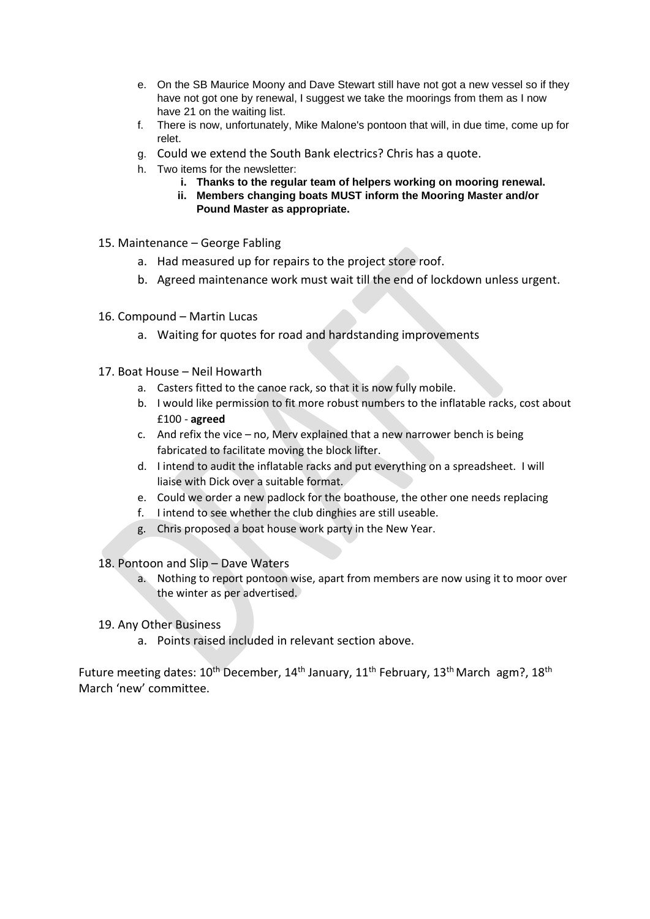e. On the SB Maurice Moony and Dave Stewart still have not got a new vessel so if they have not got one by renewal, I suggest we take the moorings from them as I now have 21 on the waiting list.
f. There is now, unfortunately, Mike Malone's pontoon that will, in due time, come up for relet.
g. Could we extend the South Bank electrics? Chris has a quote.
h. Two items for the newsletter:
    i. **Thanks to the regular team of helpers working on mooring renewal.**
    ii. **Members changing boats MUST inform the Mooring Master and/or Pound Master as appropriate.**

15. Maintenance – George Fabling
    a. Had measured up for repairs to the project store roof.
    b. Agreed maintenance work must wait till the end of lockdown unless urgent.

16. Compound – Martin Lucas
    a. Waiting for quotes for road and hardstanding improvements

17. Boat House – Neil Howarth
    a. Casters fitted to the canoe rack, so that it is now fully mobile.
    b. I would like permission to fit more robust numbers to the inflatable racks, cost about £100 - **agreed**
    c. And refix the vice – no, Merv explained that a new narrower bench is being fabricated to facilitate moving the block lifter.
    d. I intend to audit the inflatable racks and put everything on a spreadsheet. I will liaise with Dick over a suitable format.
    e. Could we order a new padlock for the boathouse, the other one needs replacing
    f. I intend to see whether the club dinghies are still useable.
    g. Chris proposed a boat house work party in the New Year.

18. Pontoon and Slip – Dave Waters
    a. Nothing to report pontoon wise, apart from members are now using it to moor over the winter as per advertised.

19. Any Other Business
    a. Points raised included in relevant section above.

Future meeting dates: 10th December, 14th January, 11th February, 13th March agm?, 18th March 'new' committee.